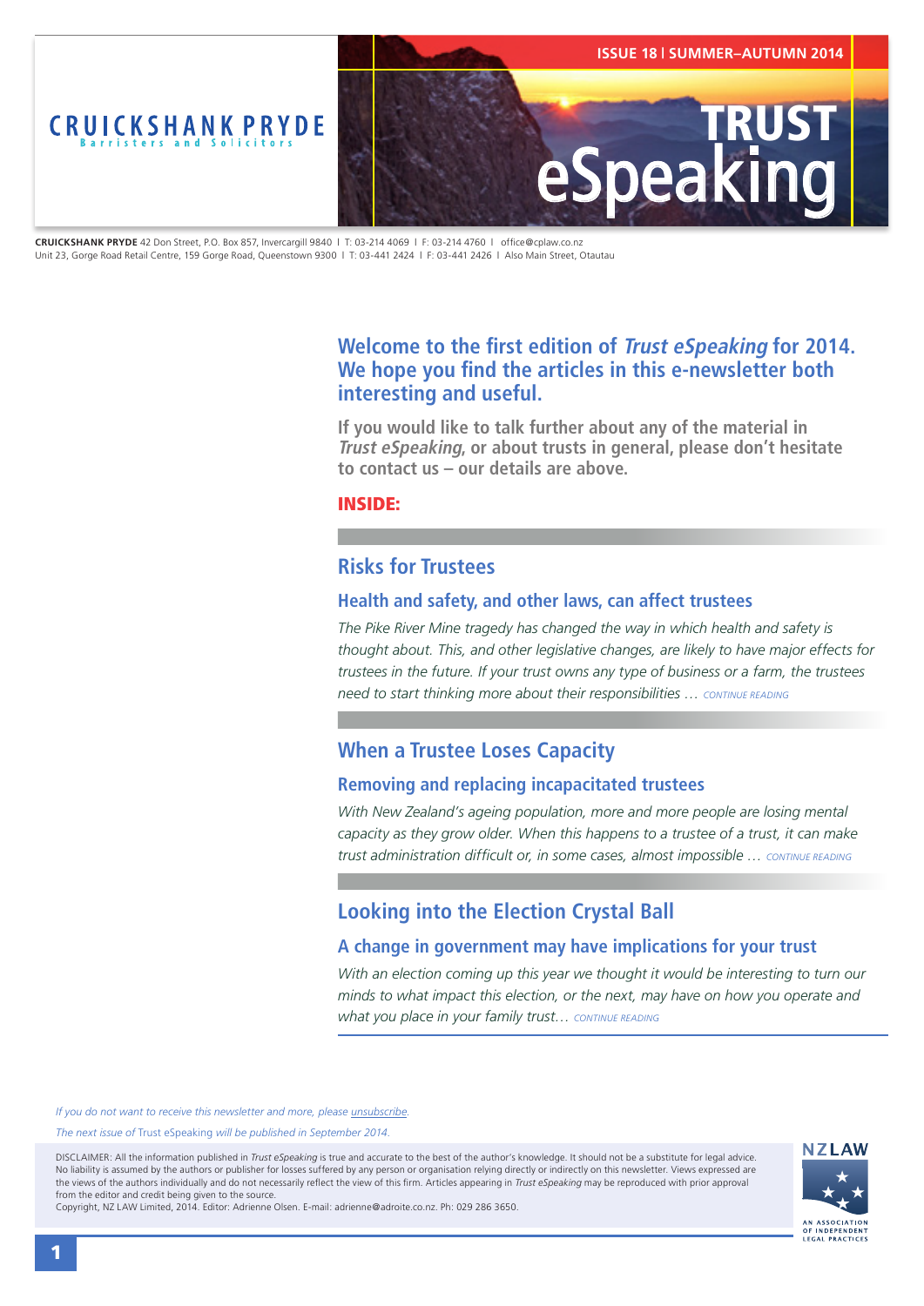CRUICKSHANK PRYDE
Barristers and Solicitors

ISSUE 18 | SUMMER–AUTUMN 2014

# TRUST eSpeaking

**CRUICKSHANK PRYDE** 42 Don Street, P.O. Box 857, Invercargill 9840 | T: 03-214 4069 | F: 03-214 4760 | office@cplaw.co.nz
Unit 23, Gorge Road Retail Centre, 159 Gorge Road, Queenstown 9300 | T: 03-441 2424 | F: 03-441 2426 | Also Main Street, Otautau

## Welcome to the first edition of *Trust eSpeaking* for 2014. We hope you find the articles in this e-newsletter both interesting and useful.

**If you would like to talk further about any of the material in *Trust eSpeaking*, or about trusts in general, please don't hesitate to contact us – our details are above.**

**INSIDE:**

## Risks for Trustees

### Health and safety, and other laws, can affect trustees

*The Pike River Mine tragedy has changed the way in which health and safety is thought about. This, and other legislative changes, are likely to have major effects for trustees in the future. If your trust owns any type of business or a farm, the trustees need to start thinking more about their responsibilities …* CONTINUE READING

## When a Trustee Loses Capacity

### Removing and replacing incapacitated trustees

*With New Zealand's ageing population, more and more people are losing mental capacity as they grow older. When this happens to a trustee of a trust, it can make trust administration difficult or, in some cases, almost impossible …* CONTINUE READING

## Looking into the Election Crystal Ball

### A change in government may have implications for your trust

*With an election coming up this year we thought it would be interesting to turn our minds to what impact this election, or the next, may have on how you operate and what you place in your family trust…* CONTINUE READING

*If you do not want to receive this newsletter and more, please unsubscribe.*

*The next issue of* Trust eSpeaking *will be published in September 2014.*

DISCLAIMER: All the information published in *Trust eSpeaking* is true and accurate to the best of the author's knowledge. It should not be a substitute for legal advice. No liability is assumed by the authors or publisher for losses suffered by any person or organisation relying directly or indirectly on this newsletter. Views expressed are the views of the authors individually and do not necessarily reflect the view of this firm. Articles appearing in *Trust eSpeaking* may be reproduced with prior approval from the editor and credit being given to the source.
Copyright, NZ LAW Limited, 2014. Editor: Adrienne Olsen. E-mail: adrienne@adroite.co.nz. Ph: 029 286 3650.

NZLAW
AN ASSOCIATION OF INDEPENDENT LEGAL PRACTICES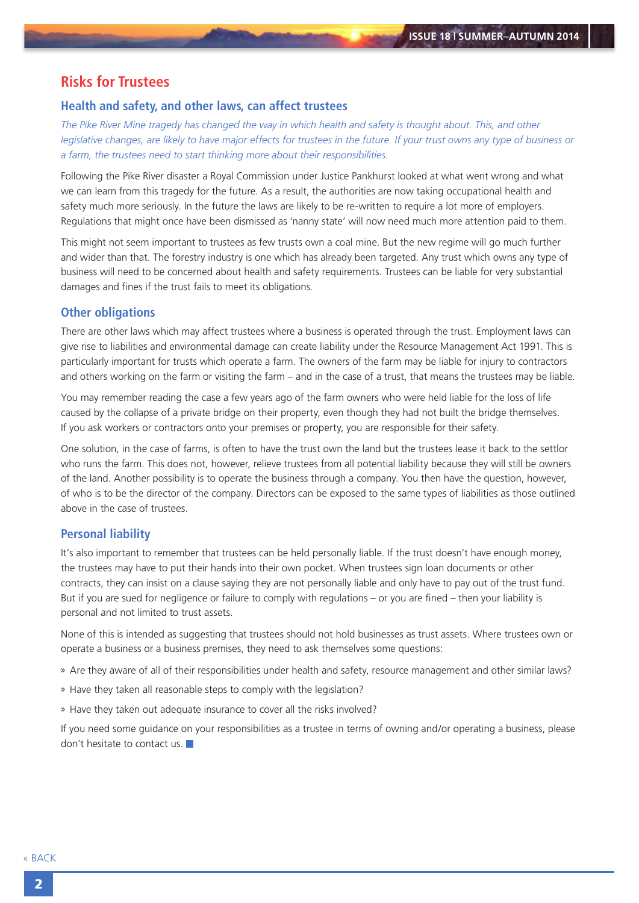# Risks for Trustees

## Health and safety, and other laws, can affect trustees

*The Pike River Mine tragedy has changed the way in which health and safety is thought about. This, and other legislative changes, are likely to have major effects for trustees in the future. If your trust owns any type of business or a farm, the trustees need to start thinking more about their responsibilities.*

Following the Pike River disaster a Royal Commission under Justice Pankhurst looked at what went wrong and what we can learn from this tragedy for the future. As a result, the authorities are now taking occupational health and safety much more seriously. In the future the laws are likely to be re-written to require a lot more of employers. Regulations that might once have been dismissed as 'nanny state' will now need much more attention paid to them.

This might not seem important to trustees as few trusts own a coal mine. But the new regime will go much further and wider than that. The forestry industry is one which has already been targeted. Any trust which owns any type of business will need to be concerned about health and safety requirements. Trustees can be liable for very substantial damages and fines if the trust fails to meet its obligations.

## Other obligations

There are other laws which may affect trustees where a business is operated through the trust. Employment laws can give rise to liabilities and environmental damage can create liability under the Resource Management Act 1991. This is particularly important for trusts which operate a farm. The owners of the farm may be liable for injury to contractors and others working on the farm or visiting the farm – and in the case of a trust, that means the trustees may be liable.

You may remember reading the case a few years ago of the farm owners who were held liable for the loss of life caused by the collapse of a private bridge on their property, even though they had not built the bridge themselves. If you ask workers or contractors onto your premises or property, you are responsible for their safety.

One solution, in the case of farms, is often to have the trust own the land but the trustees lease it back to the settlor who runs the farm. This does not, however, relieve trustees from all potential liability because they will still be owners of the land. Another possibility is to operate the business through a company. You then have the question, however, of who is to be the director of the company. Directors can be exposed to the same types of liabilities as those outlined above in the case of trustees.

## Personal liability

It's also important to remember that trustees can be held personally liable. If the trust doesn't have enough money, the trustees may have to put their hands into their own pocket. When trustees sign loan documents or other contracts, they can insist on a clause saying they are not personally liable and only have to pay out of the trust fund. But if you are sued for negligence or failure to comply with regulations – or you are fined – then your liability is personal and not limited to trust assets.

None of this is intended as suggesting that trustees should not hold businesses as trust assets. Where trustees own or operate a business or a business premises, they need to ask themselves some questions:

- Are they aware of all of their responsibilities under health and safety, resource management and other similar laws?
- Have they taken all reasonable steps to comply with the legislation?
- Have they taken out adequate insurance to cover all the risks involved?

If you need some guidance on your responsibilities as a trustee in terms of owning and/or operating a business, please don't hesitate to contact us.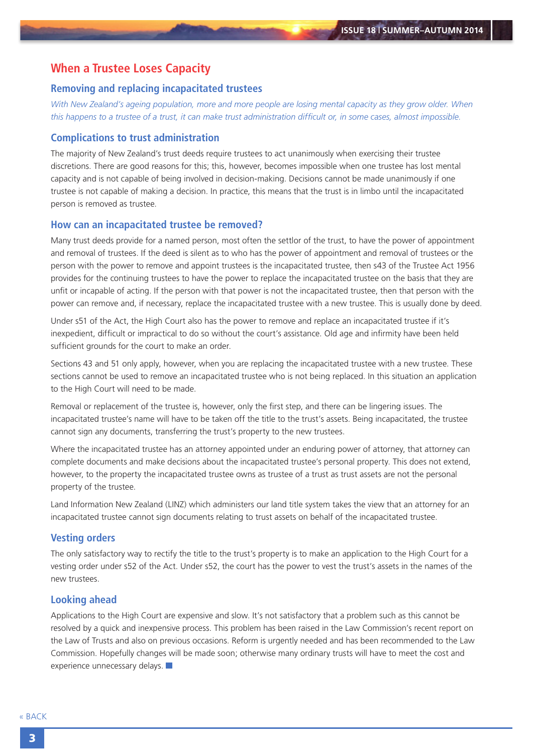# When a Trustee Loses Capacity

## Removing and replacing incapacitated trustees

*With New Zealand's ageing population, more and more people are losing mental capacity as they grow older. When this happens to a trustee of a trust, it can make trust administration difficult or, in some cases, almost impossible.*

## Complications to trust administration

The majority of New Zealand's trust deeds require trustees to act unanimously when exercising their trustee discretions. There are good reasons for this; this, however, becomes impossible when one trustee has lost mental capacity and is not capable of being involved in decision-making. Decisions cannot be made unanimously if one trustee is not capable of making a decision. In practice, this means that the trust is in limbo until the incapacitated person is removed as trustee.

## How can an incapacitated trustee be removed?

Many trust deeds provide for a named person, most often the settlor of the trust, to have the power of appointment and removal of trustees. If the deed is silent as to who has the power of appointment and removal of trustees or the person with the power to remove and appoint trustees is the incapacitated trustee, then s43 of the Trustee Act 1956 provides for the continuing trustees to have the power to replace the incapacitated trustee on the basis that they are unfit or incapable of acting. If the person with that power is not the incapacitated trustee, then that person with the power can remove and, if necessary, replace the incapacitated trustee with a new trustee. This is usually done by deed.

Under s51 of the Act, the High Court also has the power to remove and replace an incapacitated trustee if it's inexpedient, difficult or impractical to do so without the court's assistance. Old age and infirmity have been held sufficient grounds for the court to make an order.

Sections 43 and 51 only apply, however, when you are replacing the incapacitated trustee with a new trustee. These sections cannot be used to remove an incapacitated trustee who is not being replaced. In this situation an application to the High Court will need to be made.

Removal or replacement of the trustee is, however, only the first step, and there can be lingering issues. The incapacitated trustee's name will have to be taken off the title to the trust's assets. Being incapacitated, the trustee cannot sign any documents, transferring the trust's property to the new trustees.

Where the incapacitated trustee has an attorney appointed under an enduring power of attorney, that attorney can complete documents and make decisions about the incapacitated trustee's personal property. This does not extend, however, to the property the incapacitated trustee owns as trustee of a trust as trust assets are not the personal property of the trustee.

Land Information New Zealand (LINZ) which administers our land title system takes the view that an attorney for an incapacitated trustee cannot sign documents relating to trust assets on behalf of the incapacitated trustee.

## Vesting orders

The only satisfactory way to rectify the title to the trust's property is to make an application to the High Court for a vesting order under s52 of the Act. Under s52, the court has the power to vest the trust's assets in the names of the new trustees.

## Looking ahead

Applications to the High Court are expensive and slow. It's not satisfactory that a problem such as this cannot be resolved by a quick and inexpensive process. This problem has been raised in the Law Commission's recent report on the Law of Trusts and also on previous occasions. Reform is urgently needed and has been recommended to the Law Commission. Hopefully changes will be made soon; otherwise many ordinary trusts will have to meet the cost and experience unnecessary delays.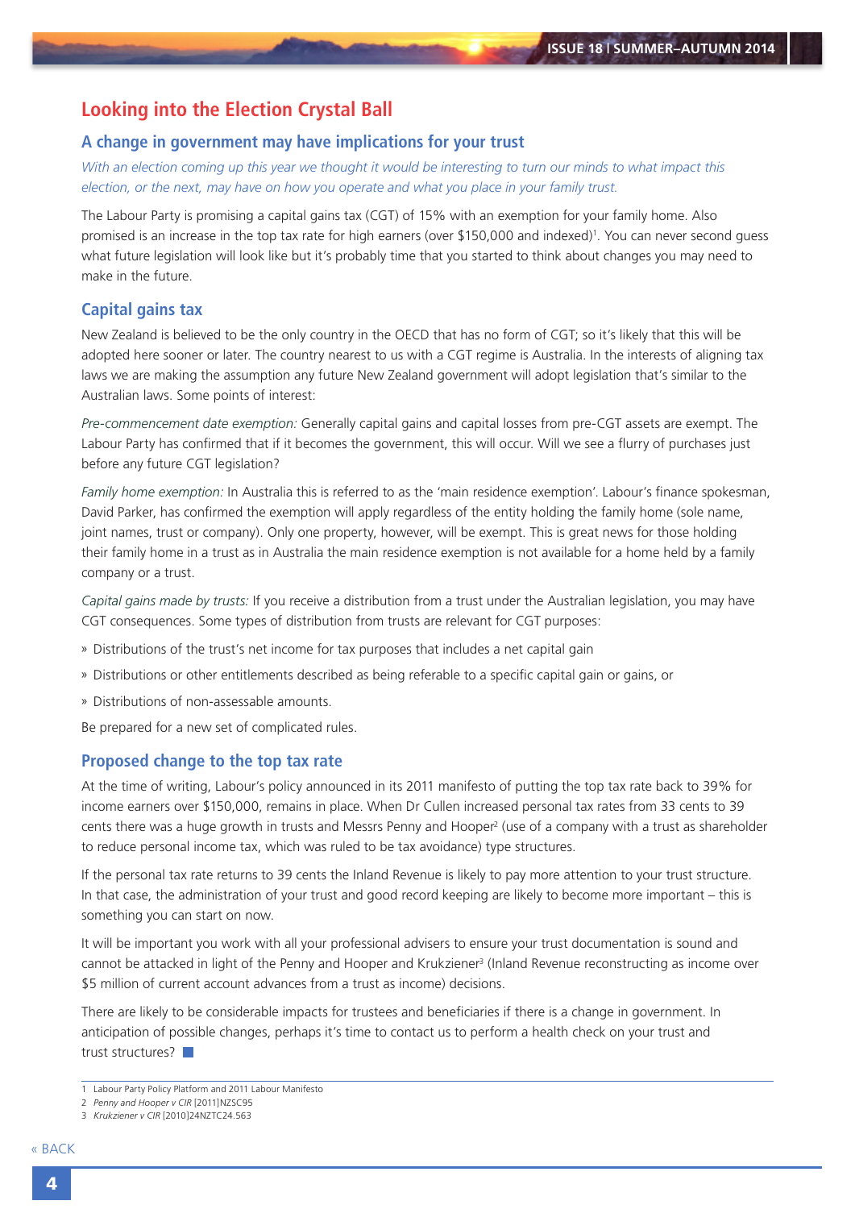# Looking into the Election Crystal Ball

## A change in government may have implications for your trust

*With an election coming up this year we thought it would be interesting to turn our minds to what impact this election, or the next, may have on how you operate and what you place in your family trust.*

The Labour Party is promising a capital gains tax (CGT) of 15% with an exemption for your family home. Also promised is an increase in the top tax rate for high earners (over $150,000 and indexed)[1]. You can never second guess what future legislation will look like but it's probably time that you started to think about changes you may need to make in the future.

## Capital gains tax

New Zealand is believed to be the only country in the OECD that has no form of CGT; so it's likely that this will be adopted here sooner or later. The country nearest to us with a CGT regime is Australia. In the interests of aligning tax laws we are making the assumption any future New Zealand government will adopt legislation that's similar to the Australian laws. Some points of interest:

*Pre-commencement date exemption:* Generally capital gains and capital losses from pre-CGT assets are exempt. The Labour Party has confirmed that if it becomes the government, this will occur. Will we see a flurry of purchases just before any future CGT legislation?

*Family home exemption:* In Australia this is referred to as the 'main residence exemption'. Labour's finance spokesman, David Parker, has confirmed the exemption will apply regardless of the entity holding the family home (sole name, joint names, trust or company). Only one property, however, will be exempt. This is great news for those holding their family home in a trust as in Australia the main residence exemption is not available for a home held by a family company or a trust.

*Capital gains made by trusts:* If you receive a distribution from a trust under the Australian legislation, you may have CGT consequences. Some types of distribution from trusts are relevant for CGT purposes:

» Distributions of the trust's net income for tax purposes that includes a net capital gain

» Distributions or other entitlements described as being referable to a specific capital gain or gains, or

» Distributions of non-assessable amounts.

Be prepared for a new set of complicated rules.

## Proposed change to the top tax rate

At the time of writing, Labour's policy announced in its 2011 manifesto of putting the top tax rate back to 39% for income earners over $150,000, remains in place. When Dr Cullen increased personal tax rates from 33 cents to 39 cents there was a huge growth in trusts and Messrs Penny and Hooper[2] (use of a company with a trust as shareholder to reduce personal income tax, which was ruled to be tax avoidance) type structures.

If the personal tax rate returns to 39 cents the Inland Revenue is likely to pay more attention to your trust structure. In that case, the administration of your trust and good record keeping are likely to become more important – this is something you can start on now.

It will be important you work with all your professional advisers to ensure your trust documentation is sound and cannot be attacked in light of the Penny and Hooper and Krukziener[3] (Inland Revenue reconstructing as income over $5 million of current account advances from a trust as income) decisions.

There are likely to be considerable impacts for trustees and beneficiaries if there is a change in government. In anticipation of possible changes, perhaps it's time to contact us to perform a health check on your trust and trust structures?

---

1 Labour Party Policy Platform and 2011 Labour Manifesto

2 *Penny and Hooper v CIR* [2011]NZSC95

3 *Krukziener v CIR* [2010]24NZTC24.563

« BACK